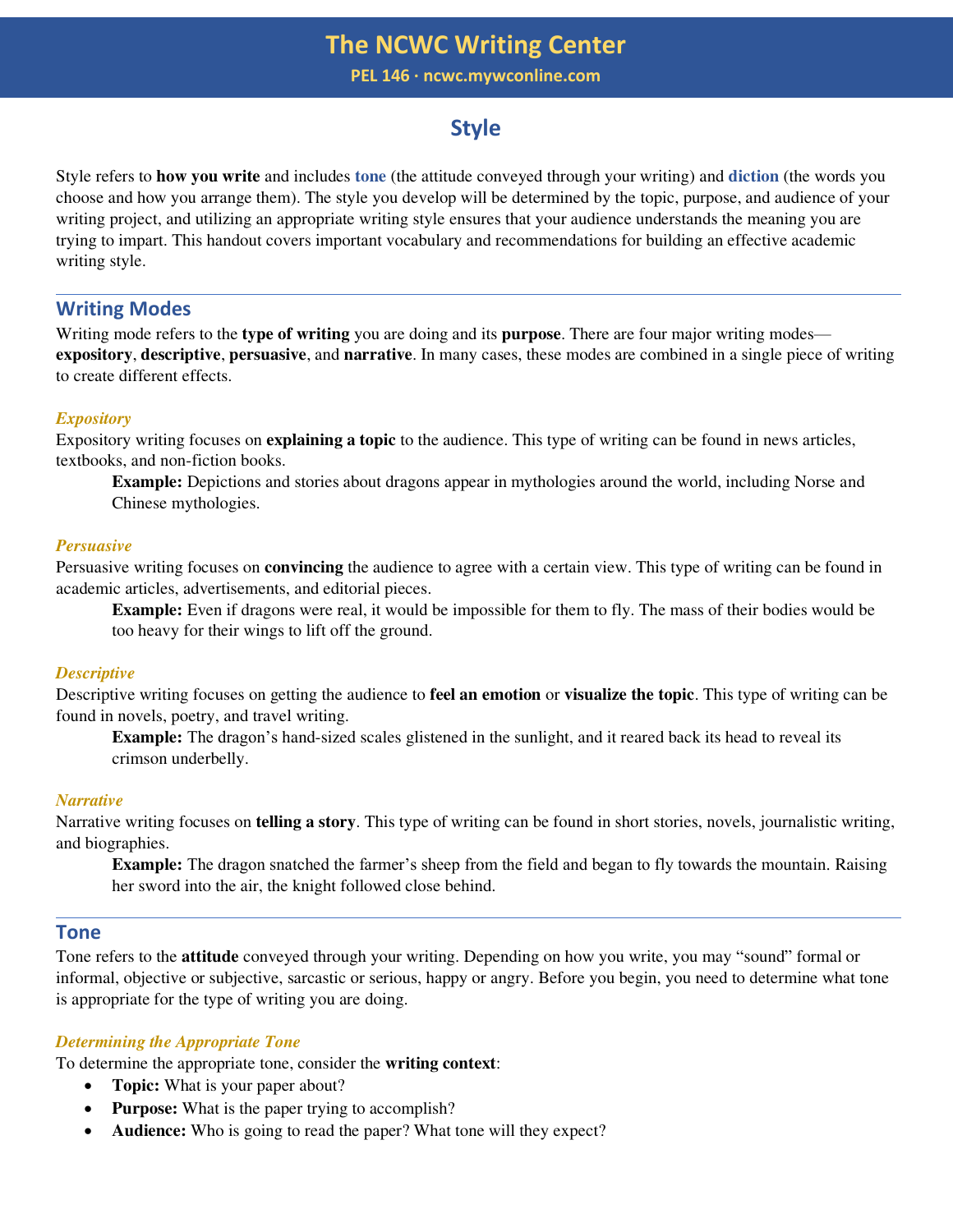# The NCWC Writing Center

**PEL 146 · ncwc.mywconline.com**

## Style

Style refers to **how you write** and includes **tone** (the attitude conveyed through your writing) and **diction** (the words you choose and how you arrange them). The style you develop will be determined by the topic, purpose, and audience of your writing project, and utilizing an appropriate writing style ensures that your audience understands the meaning you are trying to impart. This handout covers important vocabulary and recommendations for building an effective academic writing style.

## Writing Modes

Writing mode refers to the **type of writing** you are doing and its **purpose**. There are four major writing modes—**expository**, **descriptive**, **persuasive**, and **narrative**. In many cases, these modes are combined in a single piece of writing to create different effects.

### *Expository*

Expository writing focuses on **explaining a topic** to the audience. This type of writing can be found in news articles, textbooks, and non-fiction books.

> **Example:** Depictions and stories about dragons appear in mythologies around the world, including Norse and Chinese mythologies.

### *Persuasive*

Persuasive writing focuses on **convincing** the audience to agree with a certain view. This type of writing can be found in academic articles, advertisements, and editorial pieces.

> **Example:** Even if dragons were real, it would be impossible for them to fly. The mass of their bodies would be too heavy for their wings to lift off the ground.

### *Descriptive*

Descriptive writing focuses on getting the audience to **feel an emotion** or **visualize the topic**. This type of writing can be found in novels, poetry, and travel writing.

> **Example:** The dragon's hand-sized scales glistened in the sunlight, and it reared back its head to reveal its crimson underbelly.

### *Narrative*

Narrative writing focuses on **telling a story**. This type of writing can be found in short stories, novels, journalistic writing, and biographies.

> **Example:** The dragon snatched the farmer's sheep from the field and began to fly towards the mountain. Raising her sword into the air, the knight followed close behind.

## Tone

Tone refers to the **attitude** conveyed through your writing. Depending on how you write, you may "sound" formal or informal, objective or subjective, sarcastic or serious, happy or angry. Before you begin, you need to determine what tone is appropriate for the type of writing you are doing.

### *Determining the Appropriate Tone*

To determine the appropriate tone, consider the **writing context**:

- **Topic:** What is your paper about?
- **Purpose:** What is the paper trying to accomplish?
- **Audience:** Who is going to read the paper? What tone will they expect?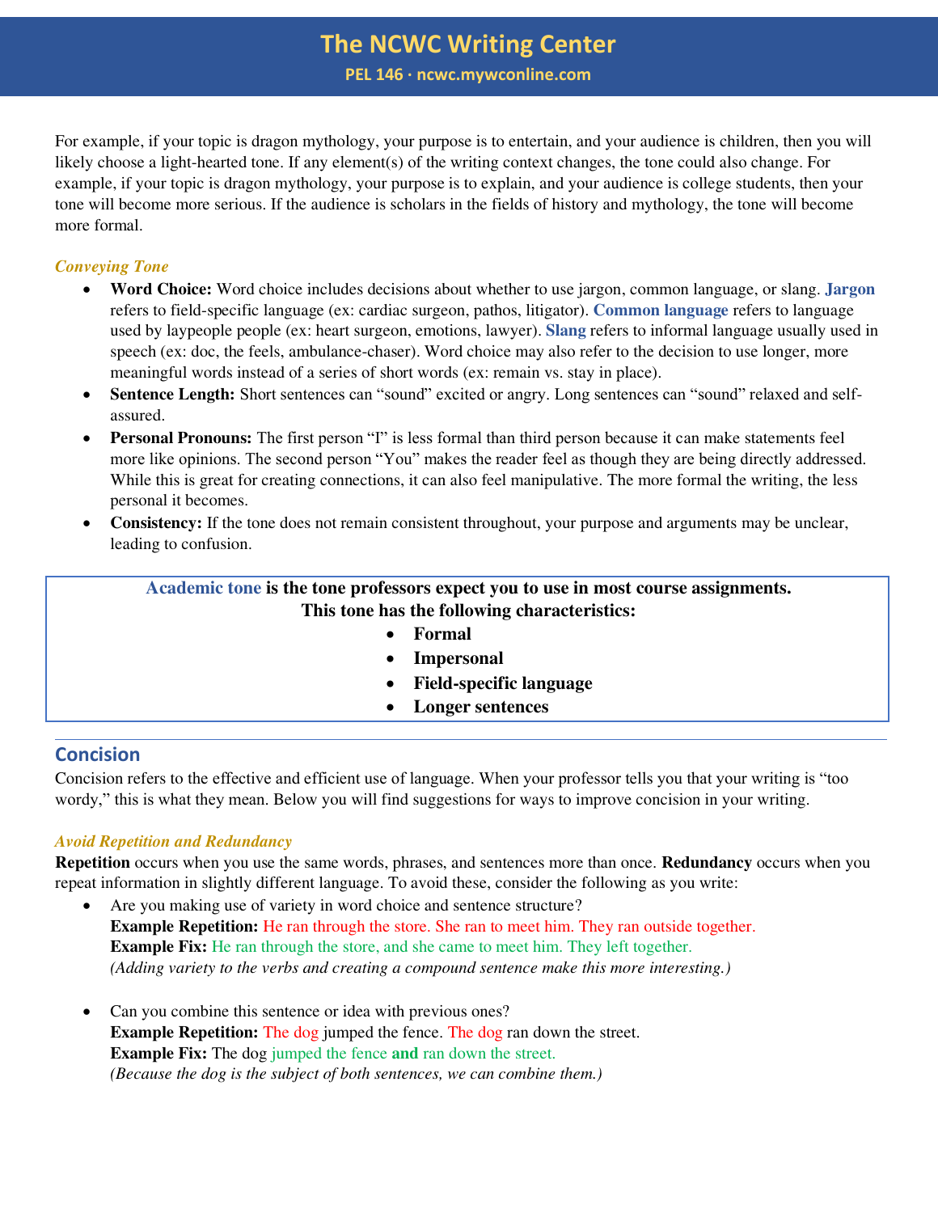For example, if your topic is dragon mythology, your purpose is to entertain, and your audience is children, then you will likely choose a light-hearted tone. If any element(s) of the writing context changes, the tone could also change. For example, if your topic is dragon mythology, your purpose is to explain, and your audience is college students, then your tone will become more serious. If the audience is scholars in the fields of history and mythology, the tone will become more formal.

### *Conveying Tone*

- **Word Choice:** Word choice includes decisions about whether to use jargon, common language, or slang. **Jargon** refers to field-specific language (ex: cardiac surgeon, pathos, litigator). **Common language** refers to language used by laypeople people (ex: heart surgeon, emotions, lawyer). **Slang** refers to informal language usually used in speech (ex: doc, the feels, ambulance-chaser). Word choice may also refer to the decision to use longer, more meaningful words instead of a series of short words (ex: remain vs. stay in place).
- **Sentence Length:** Short sentences can "sound" excited or angry. Long sentences can "sound" relaxed and self-assured.
- **Personal Pronouns:** The first person "I" is less formal than third person because it can make statements feel more like opinions. The second person "You" makes the reader feel as though they are being directly addressed. While this is great for creating connections, it can also feel manipulative. The more formal the writing, the less personal it becomes.
- **Consistency:** If the tone does not remain consistent throughout, your purpose and arguments may be unclear, leading to confusion.

> **Academic tone is the tone professors expect you to use in most course assignments.**
> **This tone has the following characteristics:**
> - **Formal**
> - **Impersonal**
> - **Field-specific language**
> - **Longer sentences**

## Concision

Concision refers to the effective and efficient use of language. When your professor tells you that your writing is "too wordy," this is what they mean. Below you will find suggestions for ways to improve concision in your writing.

### *Avoid Repetition and Redundancy*

**Repetition** occurs when you use the same words, phrases, and sentences more than once. **Redundancy** occurs when you repeat information in slightly different language. To avoid these, consider the following as you write:

- Are you making use of variety in word choice and sentence structure?
  **Example Repetition:** He ran through the store. She ran to meet him. They ran outside together.
  **Example Fix:** He ran through the store, and she came to meet him. They left together.
  *(Adding variety to the verbs and creating a compound sentence make this more interesting.)*

- Can you combine this sentence or idea with previous ones?
  **Example Repetition:** The dog jumped the fence. The dog ran down the street.
  **Example Fix:** The dog jumped the fence **and** ran down the street.
  *(Because the dog is the subject of both sentences, we can combine them.)*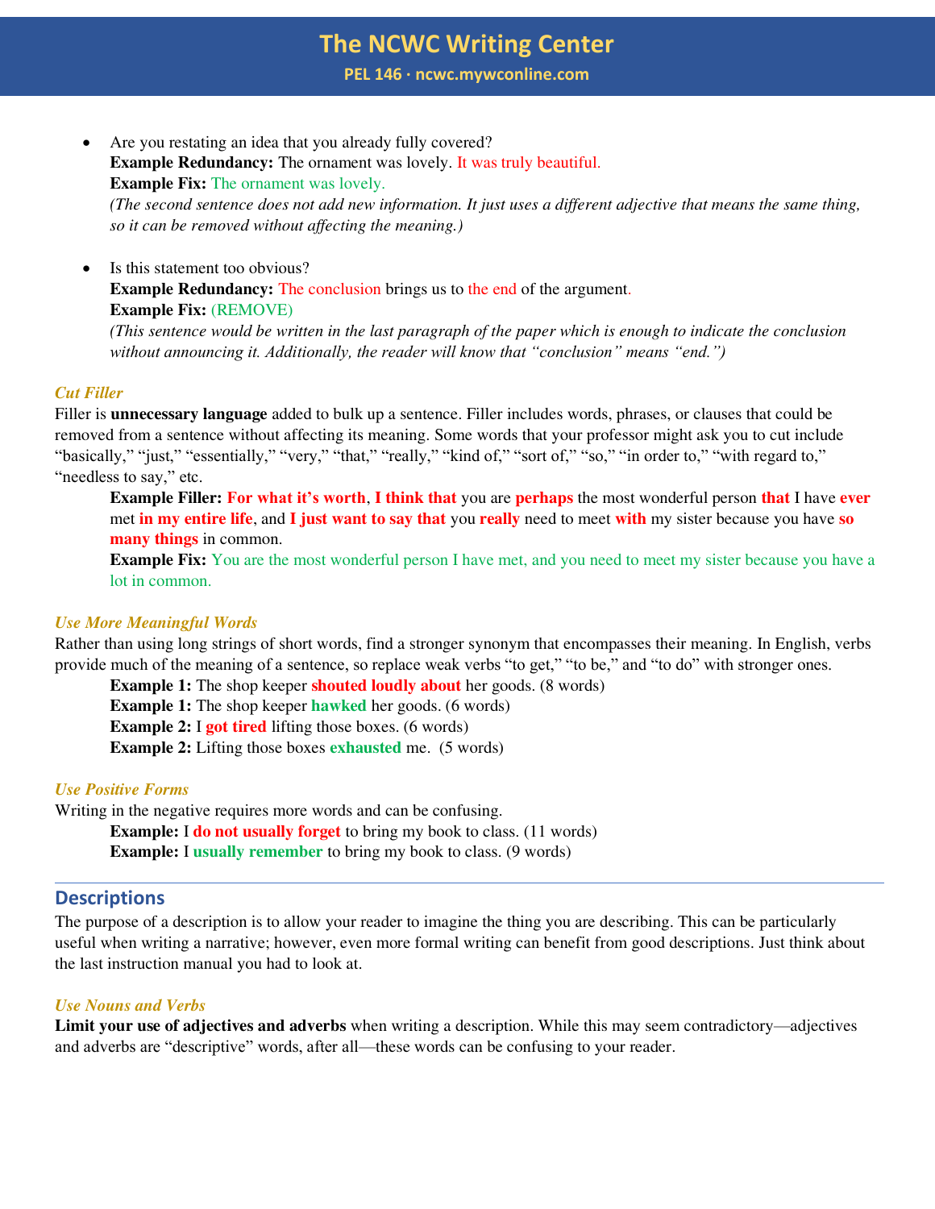- Are you restating an idea that you already fully covered?
  **Example Redundancy:** The ornament was lovely. It was truly beautiful.
  **Example Fix:** The ornament was lovely.
  *(The second sentence does not add new information. It just uses a different adjective that means the same thing, so it can be removed without affecting the meaning.)*

- Is this statement too obvious?
  **Example Redundancy:** The conclusion brings us to the end of the argument.
  **Example Fix:** (REMOVE)
  *(This sentence would be written in the last paragraph of the paper which is enough to indicate the conclusion without announcing it. Additionally, the reader will know that "conclusion" means "end.")*

### *Cut Filler*

Filler is **unnecessary language** added to bulk up a sentence. Filler includes words, phrases, or clauses that could be removed from a sentence without affecting its meaning. Some words that your professor might ask you to cut include "basically," "just," "essentially," "very," "that," "really," "kind of," "sort of," "so," "in order to," "with regard to," "needless to say," etc.

> **Example Filler:** **For what it's worth**, **I think that** you are **perhaps** the most wonderful person **that** I have **ever** met **in my entire life**, and **I just want to say that** you **really** need to meet **with** my sister because you have **so many things** in common.
> **Example Fix:** You are the most wonderful person I have met, and you need to meet my sister because you have a lot in common.

### *Use More Meaningful Words*

Rather than using long strings of short words, find a stronger synonym that encompasses their meaning. In English, verbs provide much of the meaning of a sentence, so replace weak verbs "to get," "to be," and "to do" with stronger ones.

> **Example 1:** The shop keeper **shouted loudly about** her goods. (8 words)
> **Example 1:** The shop keeper **hawked** her goods. (6 words)
> **Example 2:** I **got tired** lifting those boxes. (6 words)
> **Example 2:** Lifting those boxes **exhausted** me. (5 words)

### *Use Positive Forms*

Writing in the negative requires more words and can be confusing.

> **Example:** I **do not usually forget** to bring my book to class. (11 words)
> **Example:** I **usually remember** to bring my book to class. (9 words)

---

## Descriptions

The purpose of a description is to allow your reader to imagine the thing you are describing. This can be particularly useful when writing a narrative; however, even more formal writing can benefit from good descriptions. Just think about the last instruction manual you had to look at.

### *Use Nouns and Verbs*

**Limit your use of adjectives and adverbs** when writing a description. While this may seem contradictory—adjectives and adverbs are "descriptive" words, after all—these words can be confusing to your reader.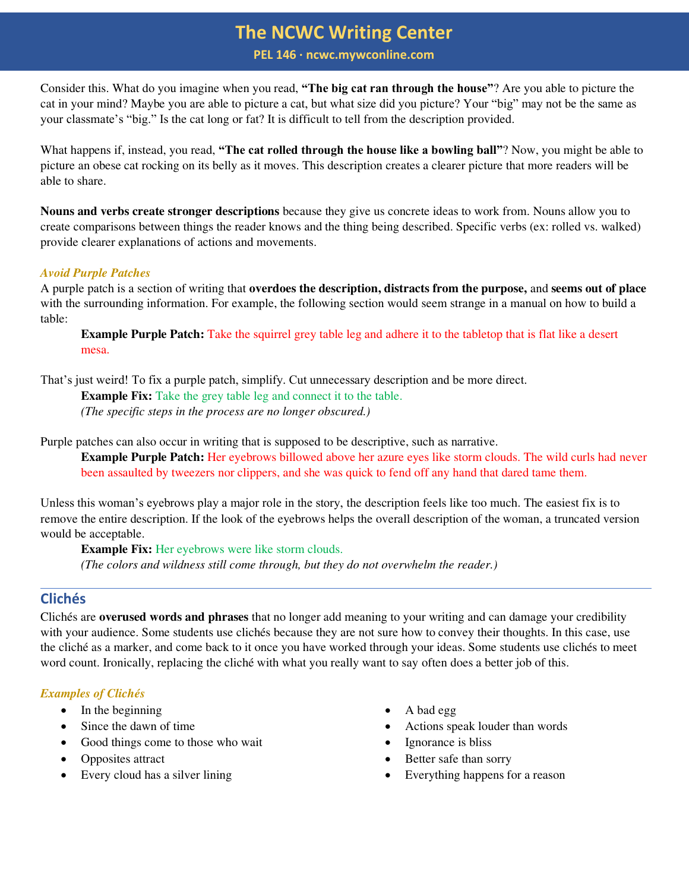Consider this. What do you imagine when you read, **"The big cat ran through the house"**? Are you able to picture the cat in your mind? Maybe you are able to picture a cat, but what size did you picture? Your "big" may not be the same as your classmate's "big." Is the cat long or fat? It is difficult to tell from the description provided.

What happens if, instead, you read, **"The cat rolled through the house like a bowling ball"**? Now, you might be able to picture an obese cat rocking on its belly as it moves. This description creates a clearer picture that more readers will be able to share.

**Nouns and verbs create stronger descriptions** because they give us concrete ideas to work from. Nouns allow you to create comparisons between things the reader knows and the thing being described. Specific verbs (ex: rolled vs. walked) provide clearer explanations of actions and movements.

### *Avoid Purple Patches*

A purple patch is a section of writing that **overdoes the description, distracts from the purpose,** and **seems out of place** with the surrounding information. For example, the following section would seem strange in a manual on how to build a table:

> **Example Purple Patch:** Take the squirrel grey table leg and adhere it to the tabletop that is flat like a desert mesa.

That's just weird! To fix a purple patch, simplify. Cut unnecessary description and be more direct.

> **Example Fix:** Take the grey table leg and connect it to the table.
> *(The specific steps in the process are no longer obscured.)*

Purple patches can also occur in writing that is supposed to be descriptive, such as narrative.

> **Example Purple Patch:** Her eyebrows billowed above her azure eyes like storm clouds. The wild curls had never been assaulted by tweezers nor clippers, and she was quick to fend off any hand that dared tame them.

Unless this woman's eyebrows play a major role in the story, the description feels like too much. The easiest fix is to remove the entire description. If the look of the eyebrows helps the overall description of the woman, a truncated version would be acceptable.

> **Example Fix:** Her eyebrows were like storm clouds.
> *(The colors and wildness still come through, but they do not overwhelm the reader.)*

## Clichés

Clichés are **overused words and phrases** that no longer add meaning to your writing and can damage your credibility with your audience. Some students use clichés because they are not sure how to convey their thoughts. In this case, use the cliché as a marker, and come back to it once you have worked through your ideas. Some students use clichés to meet word count. Ironically, replacing the cliché with what you really want to say often does a better job of this.

### *Examples of Clichés*

- In the beginning
- Since the dawn of time
- Good things come to those who wait
- Opposites attract
- Every cloud has a silver lining
- A bad egg
- Actions speak louder than words
- Ignorance is bliss
- Better safe than sorry
- Everything happens for a reason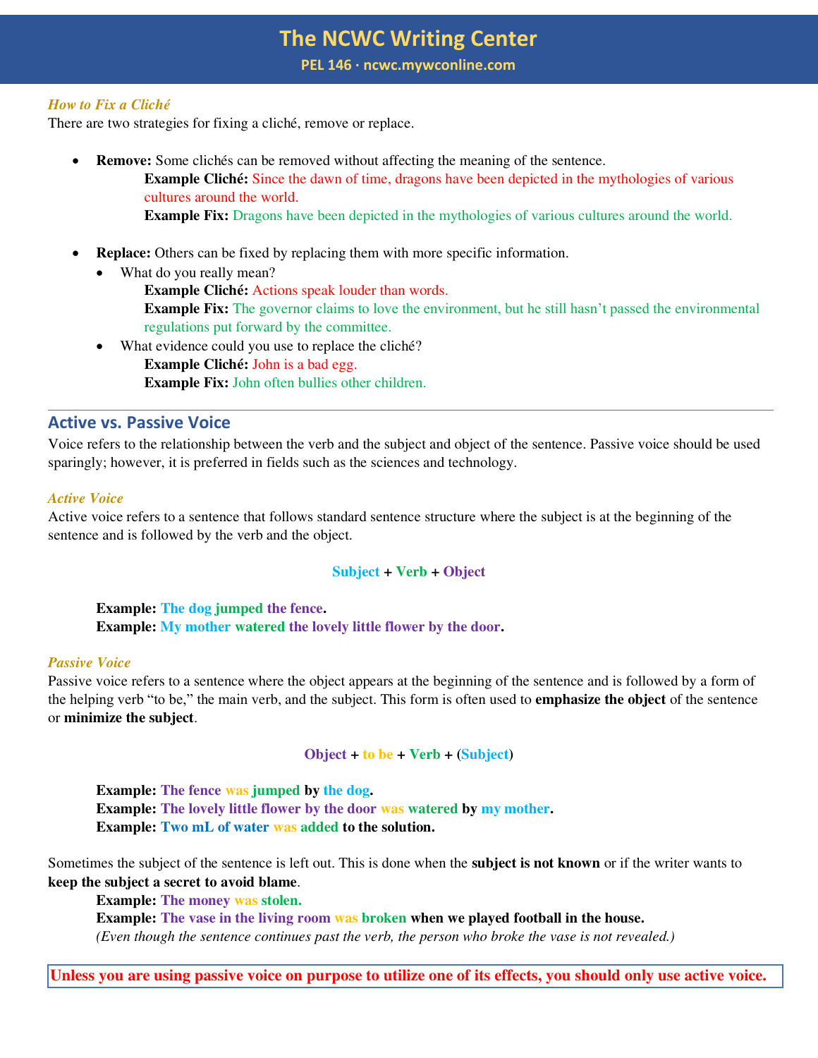*How to Fix a Cliché*

There are two strategies for fixing a cliché, remove or replace.

- **Remove:** Some clichés can be removed without affecting the meaning of the sentence.
  - **Example Cliché:** Since the dawn of time, dragons have been depicted in the mythologies of various cultures around the world.
  - **Example Fix:** Dragons have been depicted in the mythologies of various cultures around the world.

- **Replace:** Others can be fixed by replacing them with more specific information.
  - What do you really mean?
    - **Example Cliché:** Actions speak louder than words.
    - **Example Fix:** The governor claims to love the environment, but he still hasn't passed the environmental regulations put forward by the committee.
  - What evidence could you use to replace the cliché?
    - **Example Cliché:** John is a bad egg.
    - **Example Fix:** John often bullies other children.

---

## Active vs. Passive Voice

Voice refers to the relationship between the verb and the subject and object of the sentence. Passive voice should be used sparingly; however, it is preferred in fields such as the sciences and technology.

*Active Voice*

Active voice refers to a sentence that follows standard sentence structure where the subject is at the beginning of the sentence and is followed by the verb and the object.

**Subject + Verb + Object**

**Example: The dog jumped the fence.**
**Example: My mother watered the lovely little flower by the door.**

*Passive Voice*

Passive voice refers to a sentence where the object appears at the beginning of the sentence and is followed by a form of the helping verb "to be," the main verb, and the subject. This form is often used to **emphasize the object** of the sentence or **minimize the subject**.

**Object + to be + Verb + (Subject)**

**Example: The fence was jumped by the dog.**
**Example: The lovely little flower by the door was watered by my mother.**
**Example: Two mL of water was added to the solution.**

Sometimes the subject of the sentence is left out. This is done when the **subject is not known** or if the writer wants to **keep the subject a secret to avoid blame**.

**Example: The money was stolen.**
**Example: The vase in the living room was broken when we played football in the house.**
*(Even though the sentence continues past the verb, the person who broke the vase is not revealed.)*

**Unless you are using passive voice on purpose to utilize one of its effects, you should only use active voice.**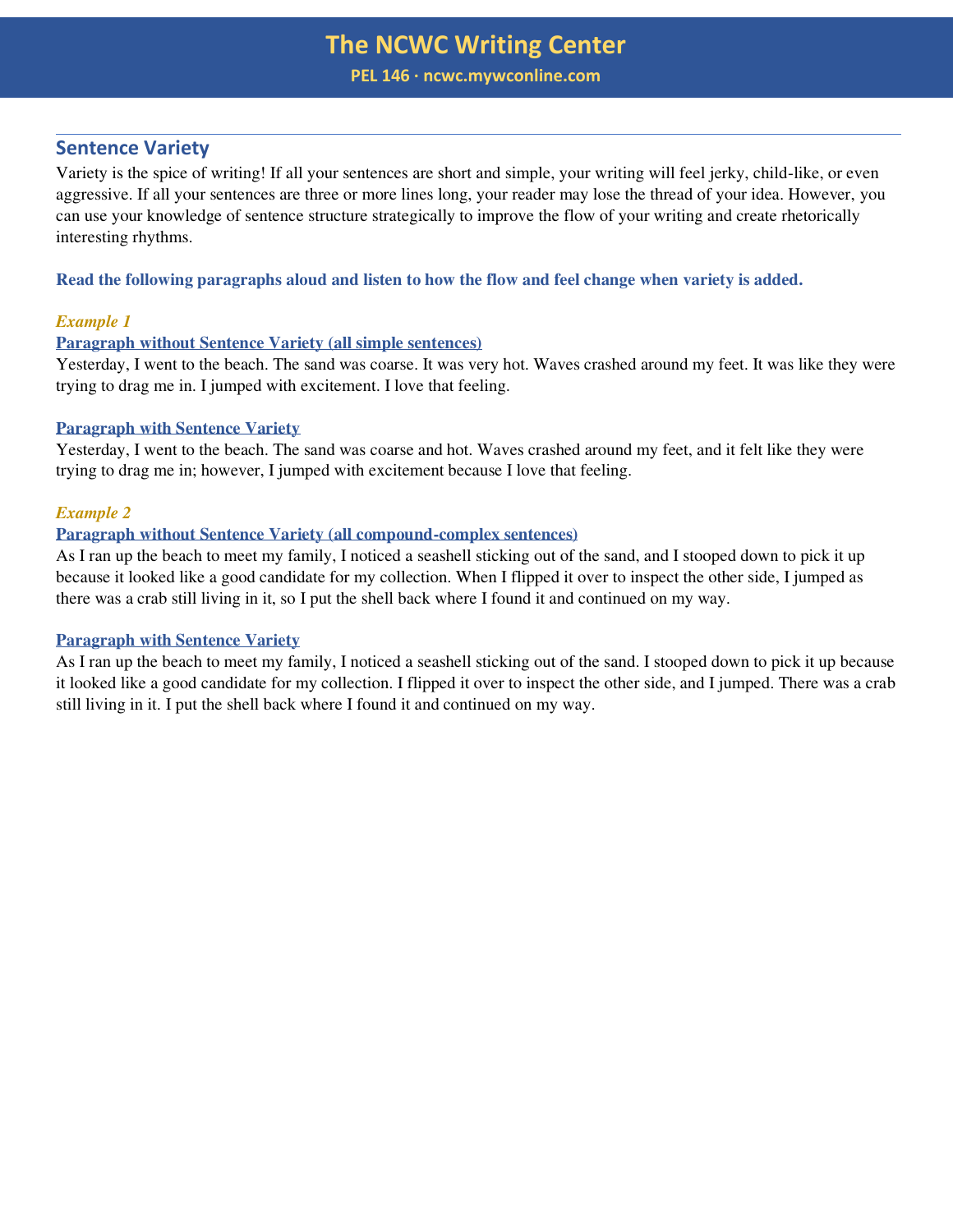## Sentence Variety

Variety is the spice of writing! If all your sentences are short and simple, your writing will feel jerky, child-like, or even aggressive. If all your sentences are three or more lines long, your reader may lose the thread of your idea. However, you can use your knowledge of sentence structure strategically to improve the flow of your writing and create rhetorically interesting rhythms.

**Read the following paragraphs aloud and listen to how the flow and feel change when variety is added.**

***Example 1***

**Paragraph without Sentence Variety (all simple sentences)**

Yesterday, I went to the beach. The sand was coarse. It was very hot. Waves crashed around my feet. It was like they were trying to drag me in. I jumped with excitement. I love that feeling.

**Paragraph with Sentence Variety**

Yesterday, I went to the beach. The sand was coarse and hot. Waves crashed around my feet, and it felt like they were trying to drag me in; however, I jumped with excitement because I love that feeling.

***Example 2***

**Paragraph without Sentence Variety (all compound-complex sentences)**

As I ran up the beach to meet my family, I noticed a seashell sticking out of the sand, and I stooped down to pick it up because it looked like a good candidate for my collection. When I flipped it over to inspect the other side, I jumped as there was a crab still living in it, so I put the shell back where I found it and continued on my way.

**Paragraph with Sentence Variety**

As I ran up the beach to meet my family, I noticed a seashell sticking out of the sand. I stooped down to pick it up because it looked like a good candidate for my collection. I flipped it over to inspect the other side, and I jumped. There was a crab still living in it. I put the shell back where I found it and continued on my way.